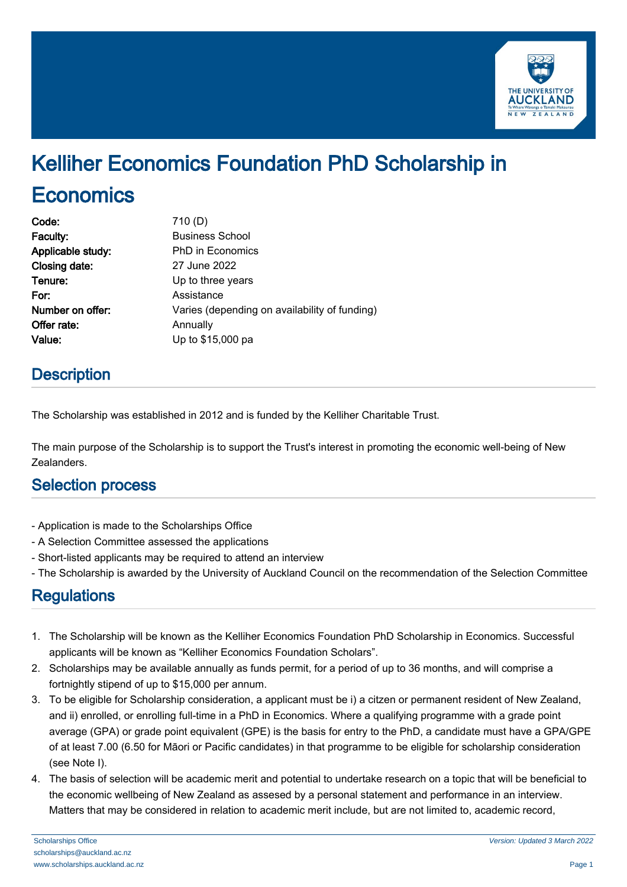# Kelliher Economics Foundation PhD Scholarship in Economics

| | |
|---|---|
| **Code:** | 710 (D) |
| **Faculty:** | Business School |
| **Applicable study:** | PhD in Economics |
| **Closing date:** | 27 June 2022 |
| **Tenure:** | Up to three years |
| **For:** | Assistance |
| **Number on offer:** | Varies (depending on availability of funding) |
| **Offer rate:** | Annually |
| **Value:** | Up to $15,000 pa |

## Description

The Scholarship was established in 2012 and is funded by the Kelliher Charitable Trust.

The main purpose of the Scholarship is to support the Trust's interest in promoting the economic well-being of New Zealanders.

## Selection process

- Application is made to the Scholarships Office
- A Selection Committee assessed the applications
- Short-listed applicants may be required to attend an interview
- The Scholarship is awarded by the University of Auckland Council on the recommendation of the Selection Committee

## Regulations

1. The Scholarship will be known as the Kelliher Economics Foundation PhD Scholarship in Economics. Successful applicants will be known as "Kelliher Economics Foundation Scholars".
2. Scholarships may be available annually as funds permit, for a period of up to 36 months, and will comprise a fortnightly stipend of up to $15,000 per annum.
3. To be eligible for Scholarship consideration, a applicant must be i) a citzen or permanent resident of New Zealand, and ii) enrolled, or enrolling full-time in a PhD in Economics. Where a qualifying programme with a grade point average (GPA) or grade point equivalent (GPE) is the basis for entry to the PhD, a candidate must have a GPA/GPE of at least 7.00 (6.50 for Māori or Pacific candidates) in that programme to be eligible for scholarship consideration (see Note I).
4. The basis of selection will be academic merit and potential to undertake research on a topic that will be beneficial to the economic wellbeing of New Zealand as assesed by a personal statement and performance in an interview. Matters that may be considered in relation to academic merit include, but are not limited to, academic record,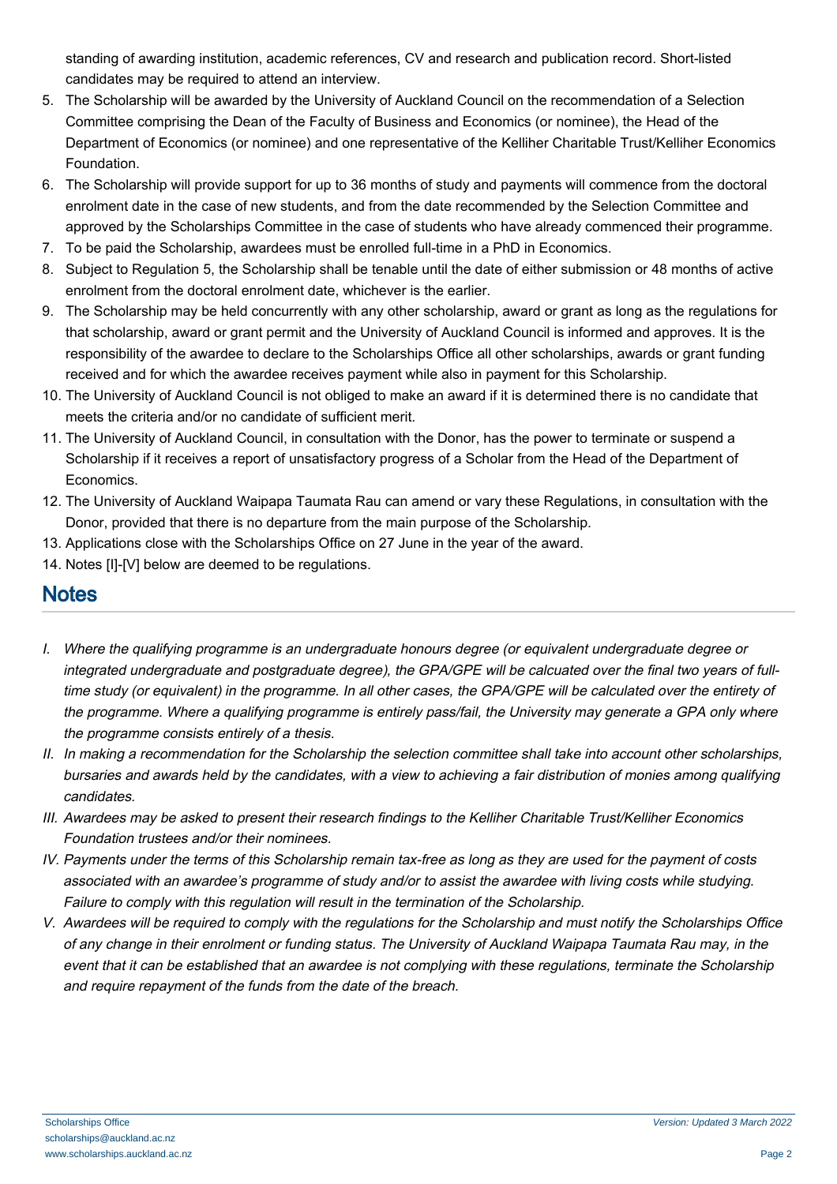standing of awarding institution, academic references, CV and research and publication record. Short-listed candidates may be required to attend an interview.

5. The Scholarship will be awarded by the University of Auckland Council on the recommendation of a Selection Committee comprising the Dean of the Faculty of Business and Economics (or nominee), the Head of the Department of Economics (or nominee) and one representative of the Kelliher Charitable Trust/Kelliher Economics Foundation.
6. The Scholarship will provide support for up to 36 months of study and payments will commence from the doctoral enrolment date in the case of new students, and from the date recommended by the Selection Committee and approved by the Scholarships Committee in the case of students who have already commenced their programme.
7. To be paid the Scholarship, awardees must be enrolled full-time in a PhD in Economics.
8. Subject to Regulation 5, the Scholarship shall be tenable until the date of either submission or 48 months of active enrolment from the doctoral enrolment date, whichever is the earlier.
9. The Scholarship may be held concurrently with any other scholarship, award or grant as long as the regulations for that scholarship, award or grant permit and the University of Auckland Council is informed and approves. It is the responsibility of the awardee to declare to the Scholarships Office all other scholarships, awards or grant funding received and for which the awardee receives payment while also in payment for this Scholarship.
10. The University of Auckland Council is not obliged to make an award if it is determined there is no candidate that meets the criteria and/or no candidate of sufficient merit.
11. The University of Auckland Council, in consultation with the Donor, has the power to terminate or suspend a Scholarship if it receives a report of unsatisfactory progress of a Scholar from the Head of the Department of Economics.
12. The University of Auckland Waipapa Taumata Rau can amend or vary these Regulations, in consultation with the Donor, provided that there is no departure from the main purpose of the Scholarship.
13. Applications close with the Scholarships Office on 27 June in the year of the award.
14. Notes [I]-[V] below are deemed to be regulations.

## Notes

I. *Where the qualifying programme is an undergraduate honours degree (or equivalent undergraduate degree or integrated undergraduate and postgraduate degree), the GPA/GPE will be calcuated over the final two years of full-time study (or equivalent) in the programme. In all other cases, the GPA/GPE will be calculated over the entirety of the programme. Where a qualifying programme is entirely pass/fail, the University may generate a GPA only where the programme consists entirely of a thesis.*

II. *In making a recommendation for the Scholarship the selection committee shall take into account other scholarships, bursaries and awards held by the candidates, with a view to achieving a fair distribution of monies among qualifying candidates.*

III. *Awardees may be asked to present their research findings to the Kelliher Charitable Trust/Kelliher Economics Foundation trustees and/or their nominees.*

IV. *Payments under the terms of this Scholarship remain tax-free as long as they are used for the payment of costs associated with an awardee's programme of study and/or to assist the awardee with living costs while studying. Failure to comply with this regulation will result in the termination of the Scholarship.*

V. *Awardees will be required to comply with the regulations for the Scholarship and must notify the Scholarships Office of any change in their enrolment or funding status. The University of Auckland Waipapa Taumata Rau may, in the event that it can be established that an awardee is not complying with these regulations, terminate the Scholarship and require repayment of the funds from the date of the breach.*